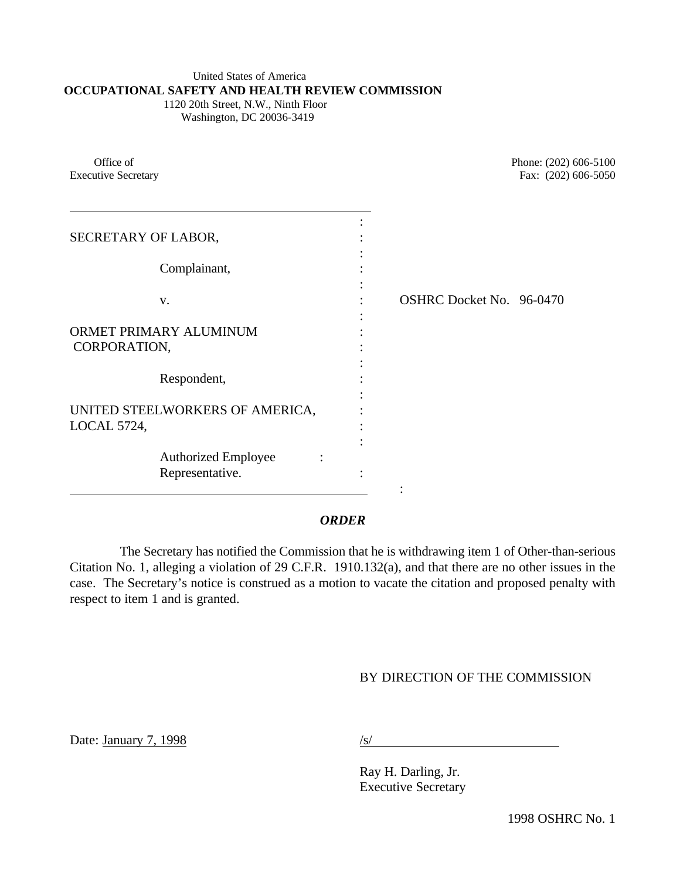United States of America

**OCCUPATIONAL SAFETY AND HEALTH REVIEW COMMISSION**

1120 20th Street, N.W., Ninth Floor
Washington, DC 20036-3419

Office of
Executive Secretary

Phone: (202) 606-5100
Fax: (202) 606-5050

SECRETARY OF LABOR,

Complainant,

v.

ORMET PRIMARY ALUMINUM CORPORATION,

Respondent,

UNITED STEELWORKERS OF AMERICA, LOCAL 5724,

Authorized Employee Representative.

OSHRC Docket No. 96-0470

***ORDER***

The Secretary has notified the Commission that he is withdrawing item 1 of Other-than-serious Citation No. 1, alleging a violation of 29 C.F.R. 1910.132(a), and that there are no other issues in the case. The Secretary's notice is construed as a motion to vacate the citation and proposed penalty with respect to item 1 and is granted.

BY DIRECTION OF THE COMMISSION

Date: January 7, 1998

/s/

Ray H. Darling, Jr.
Executive Secretary

1998 OSHRC No. 1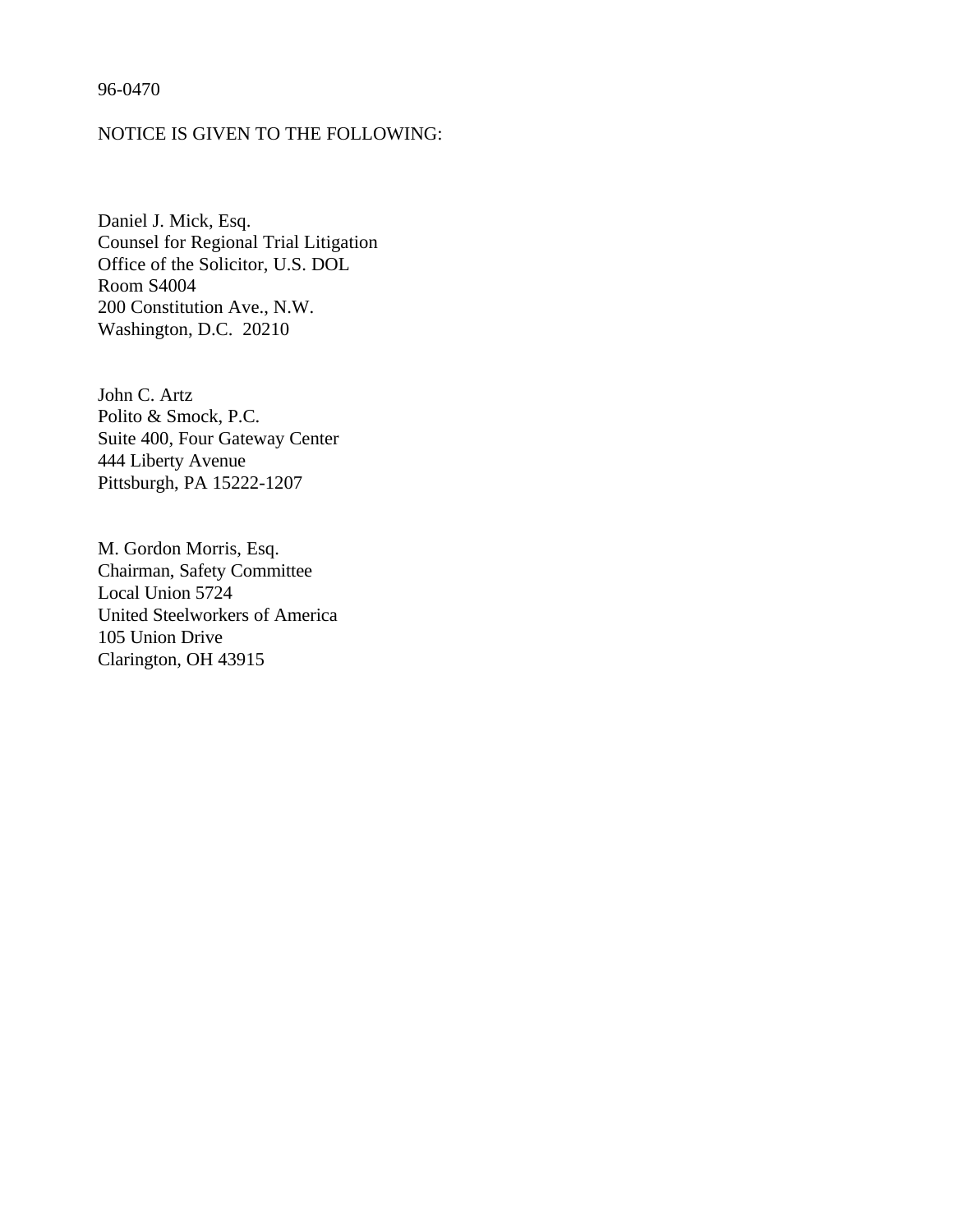96-0470

NOTICE IS GIVEN TO THE FOLLOWING:

Daniel J. Mick, Esq.  
Counsel for Regional Trial Litigation  
Office of the Solicitor, U.S. DOL  
Room S4004  
200 Constitution Ave., N.W.  
Washington, D.C. 20210

John C. Artz  
Polito & Smock, P.C.  
Suite 400, Four Gateway Center  
444 Liberty Avenue  
Pittsburgh, PA 15222-1207

M. Gordon Morris, Esq.  
Chairman, Safety Committee  
Local Union 5724  
United Steelworkers of America  
105 Union Drive  
Clarington, OH 43915